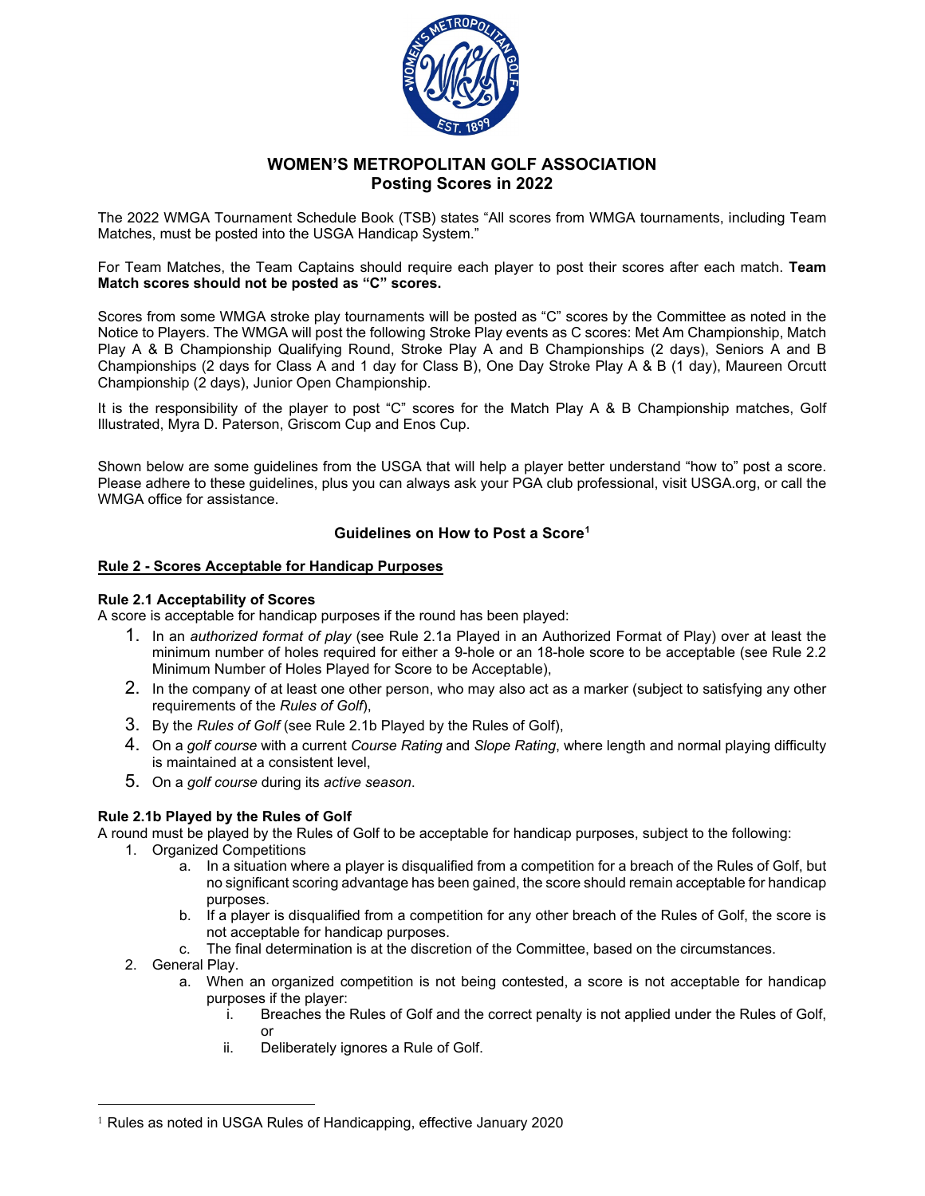# WOMEN'S METROPOLITAN GOLF ASSOCIATION
## Posting Scores in 2022

The 2022 WMGA Tournament Schedule Book (TSB) states "All scores from WMGA tournaments, including Team Matches, must be posted into the USGA Handicap System."

For Team Matches, the Team Captains should require each player to post their scores after each match. **Team Match scores should not be posted as "C" scores.**

Scores from some WMGA stroke play tournaments will be posted as "C" scores by the Committee as noted in the Notice to Players. The WMGA will post the following Stroke Play events as C scores: Met Am Championship, Match Play A & B Championship Qualifying Round, Stroke Play A and B Championships (2 days), Seniors A and B Championships (2 days for Class A and 1 day for Class B), One Day Stroke Play A & B (1 day), Maureen Orcutt Championship (2 days), Junior Open Championship.

It is the responsibility of the player to post "C" scores for the Match Play A & B Championship matches, Golf Illustrated, Myra D. Paterson, Griscom Cup and Enos Cup.

Shown below are some guidelines from the USGA that will help a player better understand "how to" post a score. Please adhere to these guidelines, plus you can always ask your PGA club professional, visit USGA.org, or call the WMGA office for assistance.

### Guidelines on How to Post a Score[1]

**Rule 2 - Scores Acceptable for Handicap Purposes**

**Rule 2.1 Acceptability of Scores**

A score is acceptable for handicap purposes if the round has been played:

1. In an *authorized format of play* (see Rule 2.1a Played in an Authorized Format of Play) over at least the minimum number of holes required for either a 9-hole or an 18-hole score to be acceptable (see Rule 2.2 Minimum Number of Holes Played for Score to be Acceptable),
2. In the company of at least one other person, who may also act as a marker (subject to satisfying any other requirements of the *Rules of Golf*),
3. By the *Rules of Golf* (see Rule 2.1b Played by the Rules of Golf),
4. On a *golf course* with a current *Course Rating* and *Slope Rating*, where length and normal playing difficulty is maintained at a consistent level,
5. On a *golf course* during its *active season*.

**Rule 2.1b Played by the Rules of Golf**

A round must be played by the Rules of Golf to be acceptable for handicap purposes, subject to the following:

1. Organized Competitions
   a. In a situation where a player is disqualified from a competition for a breach of the Rules of Golf, but no significant scoring advantage has been gained, the score should remain acceptable for handicap purposes.
   b. If a player is disqualified from a competition for any other breach of the Rules of Golf, the score is not acceptable for handicap purposes.
   c. The final determination is at the discretion of the Committee, based on the circumstances.
2. General Play.
   a. When an organized competition is not being contested, a score is not acceptable for handicap purposes if the player:
      i. Breaches the Rules of Golf and the correct penalty is not applied under the Rules of Golf, or
      ii. Deliberately ignores a Rule of Golf.

[1] Rules as noted in USGA Rules of Handicapping, effective January 2020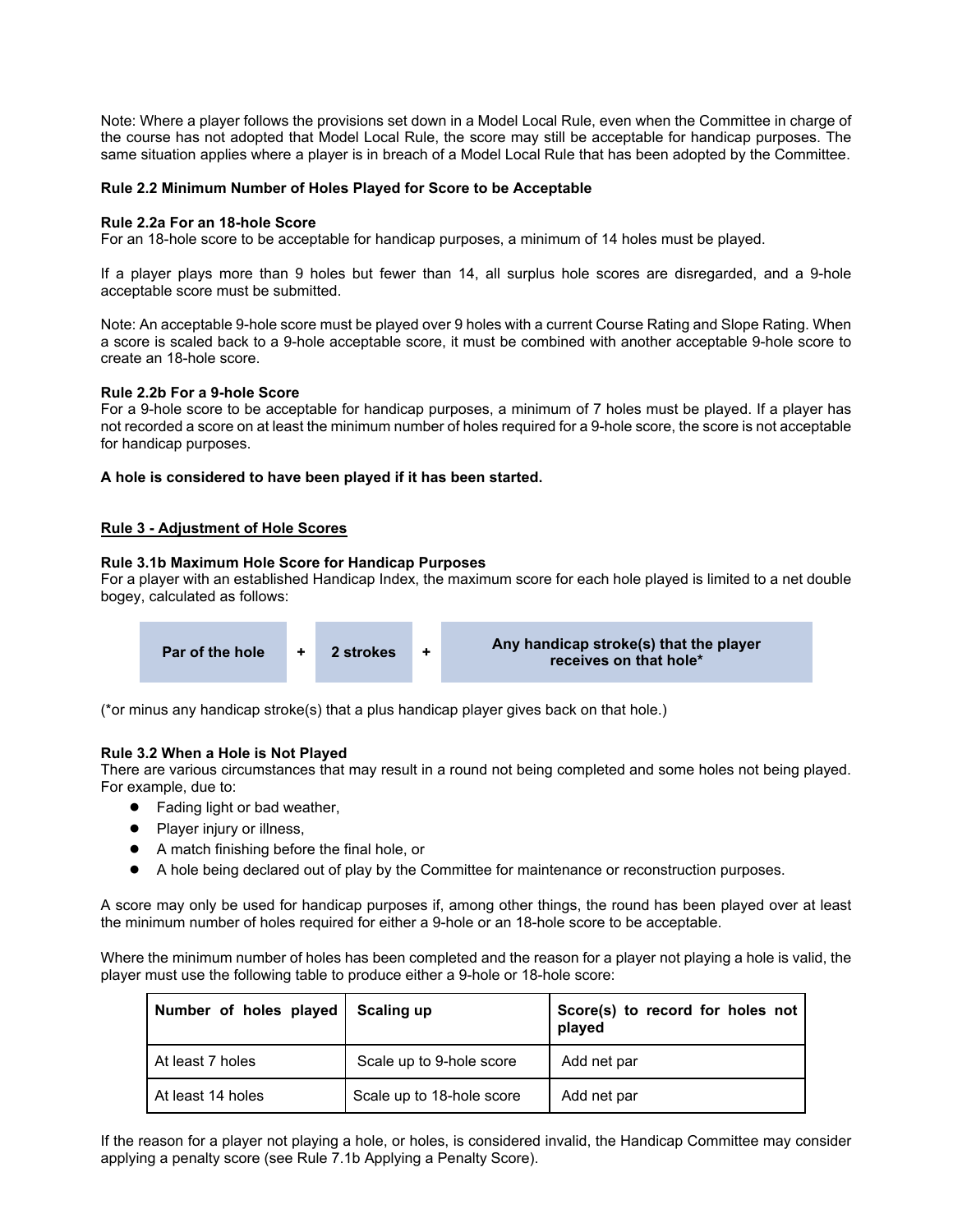Note: Where a player follows the provisions set down in a Model Local Rule, even when the Committee in charge of the course has not adopted that Model Local Rule, the score may still be acceptable for handicap purposes. The same situation applies where a player is in breach of a Model Local Rule that has been adopted by the Committee.

### Rule 2.2 Minimum Number of Holes Played for Score to be Acceptable

**Rule 2.2a For an 18-hole Score**
For an 18-hole score to be acceptable for handicap purposes, a minimum of 14 holes must be played.

If a player plays more than 9 holes but fewer than 14, all surplus hole scores are disregarded, and a 9-hole acceptable score must be submitted.

Note: An acceptable 9-hole score must be played over 9 holes with a current Course Rating and Slope Rating. When a score is scaled back to a 9-hole acceptable score, it must be combined with another acceptable 9-hole score to create an 18-hole score.

**Rule 2.2b For a 9-hole Score**
For a 9-hole score to be acceptable for handicap purposes, a minimum of 7 holes must be played. If a player has not recorded a score on at least the minimum number of holes required for a 9-hole score, the score is not acceptable for handicap purposes.

**A hole is considered to have been played if it has been started.**

## Rule 3 - Adjustment of Hole Scores

**Rule 3.1b Maximum Hole Score for Handicap Purposes**
For a player with an established Handicap Index, the maximum score for each hole played is limited to a net double bogey, calculated as follows:

**Par of the hole** + **2 strokes** + **Any handicap stroke(s) that the player receives on that hole***

(*or minus any handicap stroke(s) that a plus handicap player gives back on that hole.)

**Rule 3.2 When a Hole is Not Played**
There are various circumstances that may result in a round not being completed and some holes not being played. For example, due to:

- Fading light or bad weather,
- Player injury or illness,
- A match finishing before the final hole, or
- A hole being declared out of play by the Committee for maintenance or reconstruction purposes.

A score may only be used for handicap purposes if, among other things, the round has been played over at least the minimum number of holes required for either a 9-hole or an 18-hole score to be acceptable.

Where the minimum number of holes has been completed and the reason for a player not playing a hole is valid, the player must use the following table to produce either a 9-hole or 18-hole score:

| Number of holes played | Scaling up | Score(s) to record for holes not played |
|---|---|---|
| At least 7 holes | Scale up to 9-hole score | Add net par |
| At least 14 holes | Scale up to 18-hole score | Add net par |

If the reason for a player not playing a hole, or holes, is considered invalid, the Handicap Committee may consider applying a penalty score (see Rule 7.1b Applying a Penalty Score).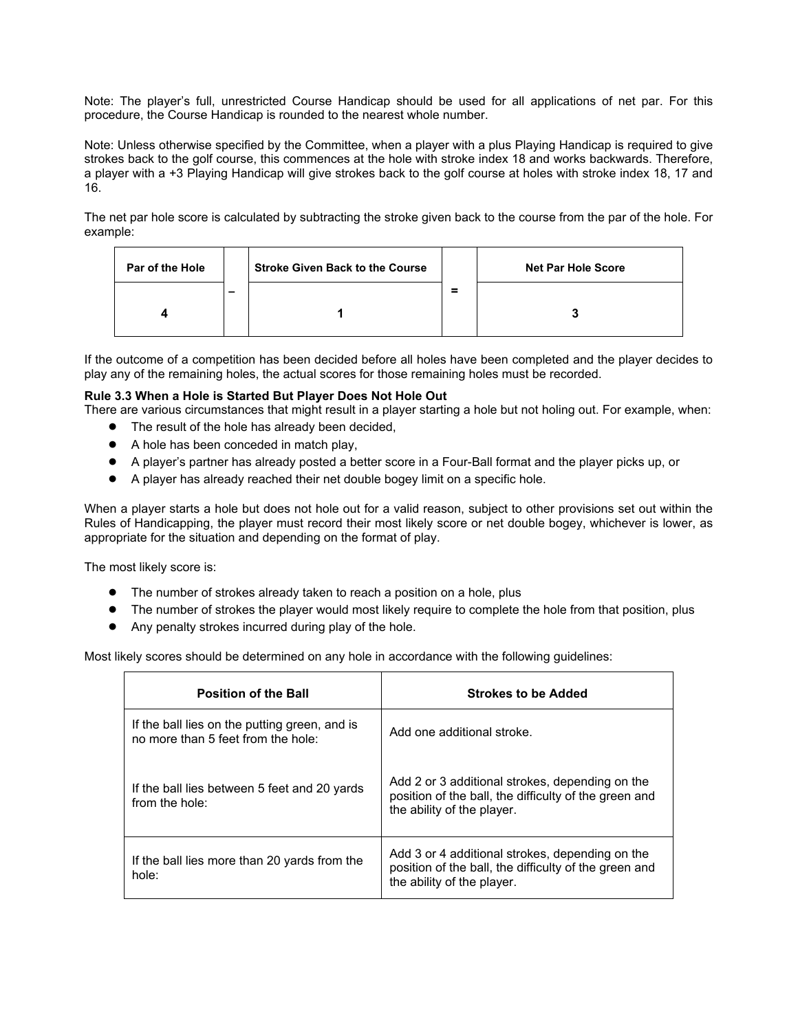Note: The player's full, unrestricted Course Handicap should be used for all applications of net par. For this procedure, the Course Handicap is rounded to the nearest whole number.

Note: Unless otherwise specified by the Committee, when a player with a plus Playing Handicap is required to give strokes back to the golf course, this commences at the hole with stroke index 18 and works backwards. Therefore, a player with a +3 Playing Handicap will give strokes back to the golf course at holes with stroke index 18, 17 and 16.

The net par hole score is calculated by subtracting the stroke given back to the course from the par of the hole. For example:

| Par of the Hole | | Stroke Given Back to the Course | | Net Par Hole Score |
|---|---|---|---|---|
| 4 | – | 1 | = | 3 |

If the outcome of a competition has been decided before all holes have been completed and the player decides to play any of the remaining holes, the actual scores for those remaining holes must be recorded.

**Rule 3.3 When a Hole is Started But Player Does Not Hole Out**

There are various circumstances that might result in a player starting a hole but not holing out. For example, when:

- The result of the hole has already been decided,
- A hole has been conceded in match play,
- A player's partner has already posted a better score in a Four-Ball format and the player picks up, or
- A player has already reached their net double bogey limit on a specific hole.

When a player starts a hole but does not hole out for a valid reason, subject to other provisions set out within the Rules of Handicapping, the player must record their most likely score or net double bogey, whichever is lower, as appropriate for the situation and depending on the format of play.

The most likely score is:

- The number of strokes already taken to reach a position on a hole, plus
- The number of strokes the player would most likely require to complete the hole from that position, plus
- Any penalty strokes incurred during play of the hole.

Most likely scores should be determined on any hole in accordance with the following guidelines:

| Position of the Ball | Strokes to be Added |
|---|---|
| If the ball lies on the putting green, and is no more than 5 feet from the hole: | Add one additional stroke. |
| If the ball lies between 5 feet and 20 yards from the hole: | Add 2 or 3 additional strokes, depending on the position of the ball, the difficulty of the green and the ability of the player. |
| If the ball lies more than 20 yards from the hole: | Add 3 or 4 additional strokes, depending on the position of the ball, the difficulty of the green and the ability of the player. |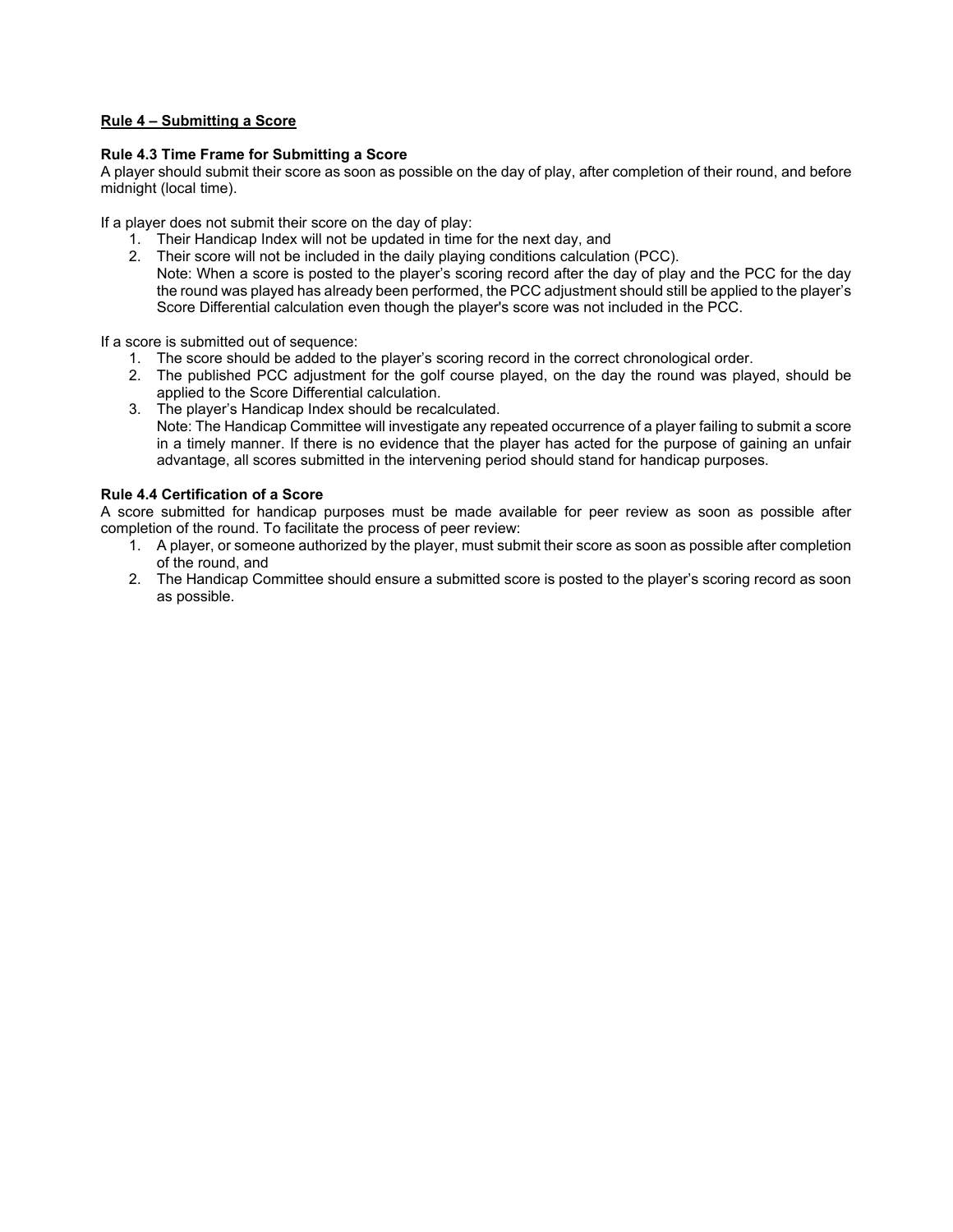## Rule 4 – Submitting a Score

### Rule 4.3 Time Frame for Submitting a Score

A player should submit their score as soon as possible on the day of play, after completion of their round, and before midnight (local time).

If a player does not submit their score on the day of play:

1. Their Handicap Index will not be updated in time for the next day, and
2. Their score will not be included in the daily playing conditions calculation (PCC).
   Note: When a score is posted to the player's scoring record after the day of play and the PCC for the day the round was played has already been performed, the PCC adjustment should still be applied to the player's Score Differential calculation even though the player's score was not included in the PCC.

If a score is submitted out of sequence:

1. The score should be added to the player's scoring record in the correct chronological order.
2. The published PCC adjustment for the golf course played, on the day the round was played, should be applied to the Score Differential calculation.
3. The player's Handicap Index should be recalculated.
   Note: The Handicap Committee will investigate any repeated occurrence of a player failing to submit a score in a timely manner. If there is no evidence that the player has acted for the purpose of gaining an unfair advantage, all scores submitted in the intervening period should stand for handicap purposes.

### Rule 4.4 Certification of a Score

A score submitted for handicap purposes must be made available for peer review as soon as possible after completion of the round. To facilitate the process of peer review:

1. A player, or someone authorized by the player, must submit their score as soon as possible after completion of the round, and
2. The Handicap Committee should ensure a submitted score is posted to the player's scoring record as soon as possible.